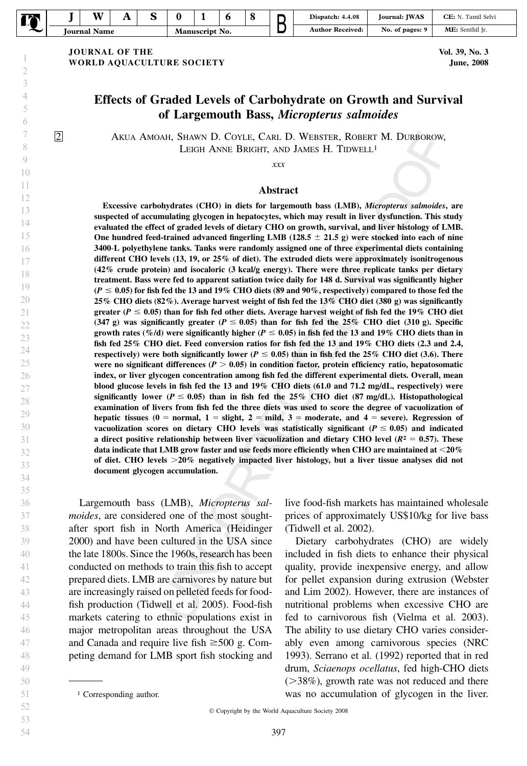JOURNAL OF THE WORLD AQUACULTURE SOCIETY

# Effects of Graded Levels of Carbohydrate on Growth and Survival of Largemouth Bass, *Micropterus salmoides*

AKUA AMOAH, SHAWN D. COYLE, CARL D. WEBSTER, ROBERT M. DURBOROW, LEIGH ANNE BRIGHT, AND JAMES H. TIDWELL[1]

*xxx*

## Abstract

**Excessive carbohydrates (CHO) in diets for largemouth bass (LMB), *Micropterus salmoides*, are suspected of accumulating glycogen in hepatocytes, which may result in liver dysfunction. This study evaluated the effect of graded levels of dietary CHO on growth, survival, and liver histology of LMB. One hundred feed-trained advanced fingerling LMB (128.5 ± 21.5 g) were stocked into each of nine 3400-L polyethylene tanks. Tanks were randomly assigned one of three experimental diets containing different CHO levels (13, 19, or 25% of diet). The extruded diets were approximately isonitrogenous (42% crude protein) and isocaloric (3 kcal/g energy). There were three replicate tanks per dietary treatment. Bass were fed to apparent satiation twice daily for 148 d. Survival was significantly higher ($P \leq 0.05$) for fish fed the 13 and 19% CHO diets (89 and 90%, respectively) compared to those fed the 25% CHO diets (82%). Average harvest weight of fish fed the 13% CHO diet (380 g) was significantly greater ($P \leq 0.05$) than for fish fed other diets. Average harvest weight of fish fed the 19% CHO diet (347 g) was significantly greater ($P \leq 0.05$) than for fish fed the 25% CHO diet (310 g). Specific growth rates (%/d) were significantly higher ($P \leq 0.05$) in fish fed the 13 and 19% CHO diets than in fish fed 25% CHO diet. Feed conversion ratios for fish fed the 13 and 19% CHO diets (2.3 and 2.4, respectively) were both significantly lower ($P \leq 0.05$) than in fish fed the 25% CHO diet (3.6). There were no significant differences ($P > 0.05$) in condition factor, protein efficiency ratio, hepatosomatic index, or liver glycogen concentration among fish fed the different experimental diets. Overall, mean blood glucose levels in fish fed the 13 and 19% CHO diets (61.0 and 71.2 mg/dL, respectively) were significantly lower ($P \leq 0.05$) than in fish fed the 25% CHO diet (87 mg/dL). Histopathological examination of livers from fish fed the three diets was used to score the degree of vacuolization of hepatic tissues (0 = normal, 1 = slight, 2 = mild, 3 = moderate, and 4 = severe). Regression of vacuolization scores on dietary CHO levels was statistically significant ($P \leq 0.05$) and indicated a direct positive relationship between liver vacuolization and dietary CHO level ($R^2 = 0.57$). These data indicate that LMB grow faster and use feeds more efficiently when CHO are maintained at <20% of diet. CHO levels >20% negatively impacted liver histology, but a liver tissue analyses did not document glycogen accumulation.**

Largemouth bass (LMB), *Micropterus salmoides*, are considered one of the most sought-after sport fish in North America (Heidinger 2000) and have been cultured in the USA since the late 1800s. Since the 1960s, research has been conducted on methods to train this fish to accept prepared diets. LMB are carnivores by nature but are increasingly raised on pelleted feeds for food-fish production (Tidwell et al. 2005). Food-fish markets catering to ethnic populations exist in major metropolitan areas throughout the USA and Canada and require live fish ≥500 g. Competing demand for LMB sport fish stocking and live food-fish markets has maintained wholesale prices of approximately US$10/kg for live bass (Tidwell et al. 2002).

Dietary carbohydrates (CHO) are widely included in fish diets to enhance their physical quality, provide inexpensive energy, and allow for pellet expansion during extrusion (Webster and Lim 2002). However, there are instances of nutritional problems when excessive CHO are fed to carnivorous fish (Vielma et al. 2003). The ability to use dietary CHO varies considerably even among carnivorous species (NRC 1993). Serrano et al. (1992) reported that in red drum, *Sciaenops ocellatus*, fed high-CHO diets (>38%), growth rate was not reduced and there was no accumulation of glycogen in the liver.

[1] Corresponding author.

© Copyright by the World Aquaculture Society 2008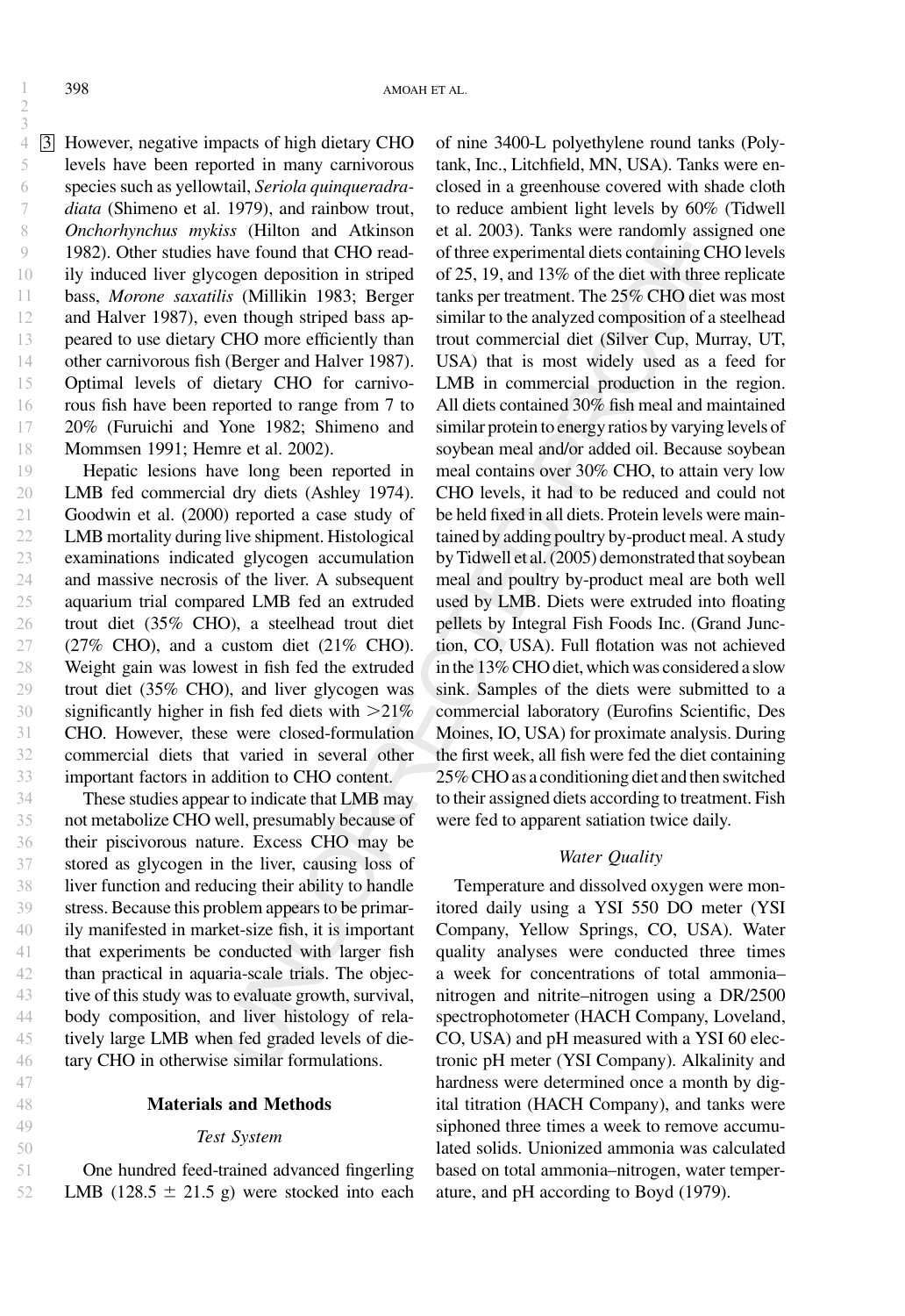However, negative impacts of high dietary CHO levels have been reported in many carnivorous species such as yellowtail, *Seriola quinqueradradiata* (Shimeno et al. 1979), and rainbow trout, *Onchorhynchus mykiss* (Hilton and Atkinson 1982). Other studies have found that CHO readily induced liver glycogen deposition in striped bass, *Morone saxatilis* (Millikin 1983; Berger and Halver 1987), even though striped bass appeared to use dietary CHO more efficiently than other carnivorous fish (Berger and Halver 1987). Optimal levels of dietary CHO for carnivorous fish have been reported to range from 7 to 20% (Furuichi and Yone 1982; Shimeno and Mommsen 1991; Hemre et al. 2002).

Hepatic lesions have long been reported in LMB fed commercial dry diets (Ashley 1974). Goodwin et al. (2000) reported a case study of LMB mortality during live shipment. Histological examinations indicated glycogen accumulation and massive necrosis of the liver. A subsequent aquarium trial compared LMB fed an extruded trout diet (35% CHO), a steelhead trout diet (27% CHO), and a custom diet (21% CHO). Weight gain was lowest in fish fed the extruded trout diet (35% CHO), and liver glycogen was significantly higher in fish fed diets with >21% CHO. However, these were closed-formulation commercial diets that varied in several other important factors in addition to CHO content.

These studies appear to indicate that LMB may not metabolize CHO well, presumably because of their piscivorous nature. Excess CHO may be stored as glycogen in the liver, causing loss of liver function and reducing their ability to handle stress. Because this problem appears to be primarily manifested in market-size fish, it is important that experiments be conducted with larger fish than practical in aquaria-scale trials. The objective of this study was to evaluate growth, survival, body composition, and liver histology of relatively large LMB when fed graded levels of dietary CHO in otherwise similar formulations.

## Materials and Methods

### *Test System*

One hundred feed-trained advanced fingerling LMB (128.5 ± 21.5 g) were stocked into each of nine 3400-L polyethylene round tanks (Polytank, Inc., Litchfield, MN, USA). Tanks were enclosed in a greenhouse covered with shade cloth to reduce ambient light levels by 60% (Tidwell et al. 2003). Tanks were randomly assigned one of three experimental diets containing CHO levels of 25, 19, and 13% of the diet with three replicate tanks per treatment. The 25% CHO diet was most similar to the analyzed composition of a steelhead trout commercial diet (Silver Cup, Murray, UT, USA) that is most widely used as a feed for LMB in commercial production in the region. All diets contained 30% fish meal and maintained similar protein to energy ratios by varying levels of soybean meal and/or added oil. Because soybean meal contains over 30% CHO, to attain very low CHO levels, it had to be reduced and could not be held fixed in all diets. Protein levels were maintained by adding poultry by-product meal. A study by Tidwell et al. (2005) demonstrated that soybean meal and poultry by-product meal are both well used by LMB. Diets were extruded into floating pellets by Integral Fish Foods Inc. (Grand Junction, CO, USA). Full flotation was not achieved in the 13% CHO diet, which was considered a slow sink. Samples of the diets were submitted to a commercial laboratory (Eurofins Scientific, Des Moines, IO, USA) for proximate analysis. During the first week, all fish were fed the diet containing 25% CHO as a conditioning diet and then switched to their assigned diets according to treatment. Fish were fed to apparent satiation twice daily.

### *Water Quality*

Temperature and dissolved oxygen were monitored daily using a YSI 550 DO meter (YSI Company, Yellow Springs, CO, USA). Water quality analyses were conducted three times a week for concentrations of total ammonia–nitrogen and nitrite–nitrogen using a DR/2500 spectrophotometer (HACH Company, Loveland, CO, USA) and pH measured with a YSI 60 electronic pH meter (YSI Company). Alkalinity and hardness were determined once a month by digital titration (HACH Company), and tanks were siphoned three times a week to remove accumulated solids. Unionized ammonia was calculated based on total ammonia–nitrogen, water temperature, and pH according to Boyd (1979).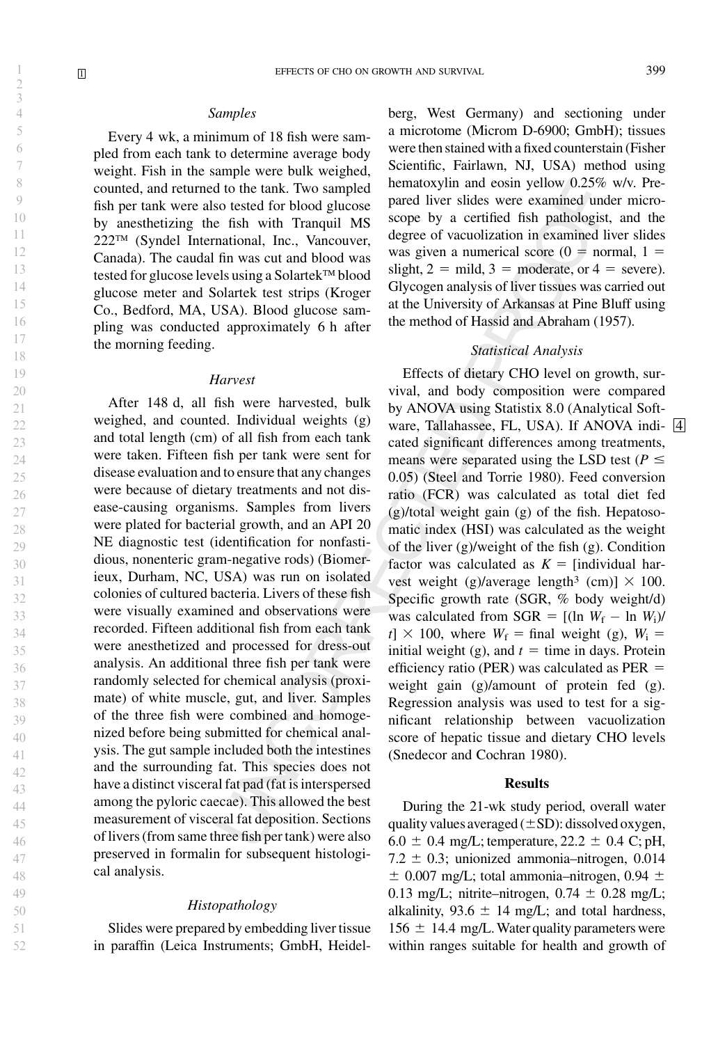### Samples

Every 4 wk, a minimum of 18 fish were sampled from each tank to determine average body weight. Fish in the sample were bulk weighed, counted, and returned to the tank. Two sampled fish per tank were also tested for blood glucose by anesthetizing the fish with Tranquil MS 222™ (Syndel International, Inc., Vancouver, Canada). The caudal fin was cut and blood was tested for glucose levels using a Solartek™ blood glucose meter and Solartek test strips (Kroger Co., Bedford, MA, USA). Blood glucose sampling was conducted approximately 6 h after the morning feeding.

### Harvest

After 148 d, all fish were harvested, bulk weighed, and counted. Individual weights (g) and total length (cm) of all fish from each tank were taken. Fifteen fish per tank were sent for disease evaluation and to ensure that any changes were because of dietary treatments and not disease-causing organisms. Samples from livers were plated for bacterial growth, and an API 20 NE diagnostic test (identification for nonfastidious, nonenteric gram-negative rods) (Biomerieux, Durham, NC, USA) was run on isolated colonies of cultured bacteria. Livers of these fish were visually examined and observations were recorded. Fifteen additional fish from each tank were anesthetized and processed for dress-out analysis. An additional three fish per tank were randomly selected for chemical analysis (proximate) of white muscle, gut, and liver. Samples of the three fish were combined and homogenized before being submitted for chemical analysis. The gut sample included both the intestines and the surrounding fat. This species does not have a distinct visceral fat pad (fat is interspersed among the pyloric caecae). This allowed the best measurement of visceral fat deposition. Sections of livers (from same three fish per tank) were also preserved in formalin for subsequent histological analysis.

### Histopathology

Slides were prepared by embedding liver tissue in paraffin (Leica Instruments; GmbH, Heidelberg, West Germany) and sectioning under a microtome (Microm D-6900; GmbH); tissues were then stained with a fixed counterstain (Fisher Scientific, Fairlawn, NJ, USA) method using hematoxylin and eosin yellow 0.25% w/v. Prepared liver slides were examined under microscope by a certified fish pathologist, and the degree of vacuolization in examined liver slides was given a numerical score (0 = normal, 1 = slight, 2 = mild, 3 = moderate, or 4 = severe). Glycogen analysis of liver tissues was carried out at the University of Arkansas at Pine Bluff using the method of Hassid and Abraham (1957).

### Statistical Analysis

Effects of dietary CHO level on growth, survival, and body composition were compared by ANOVA using Statistix 8.0 (Analytical Software, Tallahassee, FL, USA). If ANOVA indicated significant differences among treatments, means were separated using the LSD test ($P \leq 0.05$) (Steel and Torrie 1980). Feed conversion ratio (FCR) was calculated as total diet fed (g)/total weight gain (g) of the fish. Hepatosomatic index (HSI) was calculated as the weight of the liver (g)/weight of the fish (g). Condition factor was calculated as $K = [\text{individual harvest weight (g)}/\text{average length}^3 \text{ (cm)}] \times 100$. Specific growth rate (SGR, % body weight/d) was calculated from $\text{SGR} = [(\ln W_f - \ln W_i)/t] \times 100$, where $W_f$ = final weight (g), $W_i$ = initial weight (g), and $t$ = time in days. Protein efficiency ratio (PER) was calculated as PER = weight gain (g)/amount of protein fed (g). Regression analysis was used to test for a significant relationship between vacuolization score of hepatic tissue and dietary CHO levels (Snedecor and Cochran 1980).

## Results

During the 21-wk study period, overall water quality values averaged (±SD): dissolved oxygen, 6.0 ± 0.4 mg/L; temperature, 22.2 ± 0.4 C; pH, 7.2 ± 0.3; unionized ammonia–nitrogen, 0.014 ± 0.007 mg/L; total ammonia–nitrogen, 0.94 ± 0.13 mg/L; nitrite–nitrogen, 0.74 ± 0.28 mg/L; alkalinity, 93.6 ± 14 mg/L; and total hardness, 156 ± 14.4 mg/L. Water quality parameters were within ranges suitable for health and growth of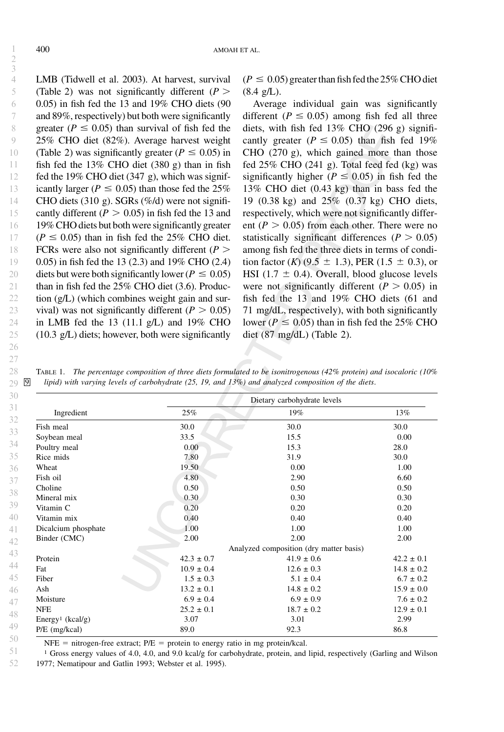LMB (Tidwell et al. 2003). At harvest, survival (Table 2) was not significantly different ($P > 0.05$) in fish fed the 13 and 19% CHO diets (90 and 89%, respectively) but both were significantly greater ($P \leq 0.05$) than survival of fish fed the 25% CHO diet (82%). Average harvest weight (Table 2) was significantly greater ($P \leq 0.05$) in fish fed the 13% CHO diet (380 g) than in fish fed the 19% CHO diet (347 g), which was significantly larger ($P \leq 0.05$) than those fed the 25% CHO diets (310 g). SGRs (%/d) were not significantly different ($P > 0.05$) in fish fed the 13 and 19% CHO diets but both were significantly greater ($P \leq 0.05$) than in fish fed the 25% CHO diet. FCRs were also not significantly different ($P > 0.05$) in fish fed the 13 (2.3) and 19% CHO (2.4) diets but were both significantly lower ($P \leq 0.05$) than in fish fed the 25% CHO diet (3.6). Production (g/L) (which combines weight gain and survival) was not significantly different ($P > 0.05$) in LMB fed the 13 (11.1 g/L) and 19% CHO (10.3 g/L) diets; however, both were significantly ($P \leq 0.05$) greater than fish fed the 25% CHO diet (8.4 g/L).

Average individual gain was significantly different ($P \leq 0.05$) among fish fed all three diets, with fish fed 13% CHO (296 g) significantly greater ($P \leq 0.05$) than fish fed 19% CHO (270 g), which gained more than those fed 25% CHO (241 g). Total feed fed (kg) was significantly higher ($P \leq 0.05$) in fish fed the 13% CHO diet (0.43 kg) than in bass fed the 19 (0.38 kg) and 25% (0.37 kg) CHO diets, respectively, which were not significantly different ($P > 0.05$) from each other. There were no statistically significant differences ($P > 0.05$) among fish fed the three diets in terms of condition factor ($K$) (9.5 ± 1.3), PER (1.5 ± 0.3), or HSI (1.7 ± 0.4). Overall, blood glucose levels were not significantly different ($P > 0.05$) in fish fed the 13 and 19% CHO diets (61 and 71 mg/dL, respectively), with both significantly lower ($P \leq 0.05$) than in fish fed the 25% CHO diet (87 mg/dL) (Table 2).

TABLE 1. *The percentage composition of three diets formulated to be isonitrogenous (42% protein) and isocaloric (10% lipid) with varying levels of carbohydrate (25, 19, and 13%) and analyzed composition of the diets.*

| Ingredient | Dietary carbohydrate levels | | |
|---|---|---|---|
| | 25% | 19% | 13% |
| Fish meal | 30.0 | 30.0 | 30.0 |
| Soybean meal | 33.5 | 15.5 | 0.00 |
| Poultry meal | 0.00 | 15.3 | 28.0 |
| Rice mids | 7.80 | 31.9 | 30.0 |
| Wheat | 19.50 | 0.00 | 1.00 |
| Fish oil | 4.80 | 2.90 | 6.60 |
| Choline | 0.50 | 0.50 | 0.50 |
| Mineral mix | 0.30 | 0.30 | 0.30 |
| Vitamin C | 0.20 | 0.20 | 0.20 |
| Vitamin mix | 0.40 | 0.40 | 0.40 |
| Dicalcium phosphate | 1.00 | 1.00 | 1.00 |
| Binder (CMC) | 2.00 | 2.00 | 2.00 |
| | Analyzed composition (dry matter basis) | | |
| Protein | 42.3 ± 0.7 | 41.9 ± 0.6 | 42.2 ± 0.1 |
| Fat | 10.9 ± 0.4 | 12.6 ± 0.3 | 14.8 ± 0.2 |
| Fiber | 1.5 ± 0.3 | 5.1 ± 0.4 | 6.7 ± 0.2 |
| Ash | 13.2 ± 0.1 | 14.8 ± 0.2 | 15.9 ± 0.0 |
| Moisture | 6.9 ± 0.4 | 6.9 ± 0.9 | 7.6 ± 0.2 |
| NFE | 25.2 ± 0.1 | 18.7 ± 0.2 | 12.9 ± 0.1 |
| Energy[1] (kcal/g) | 3.07 | 3.01 | 2.99 |
| P/E (mg/kcal) | 89.0 | 92.3 | 86.8 |

NFE = nitrogen-free extract; P/E = protein to energy ratio in mg protein/kcal.

[1] Gross energy values of 4.0, 4.0, and 9.0 kcal/g for carbohydrate, protein, and lipid, respectively (Garling and Wilson 1977; Nematipour and Gatlin 1993; Webster et al. 1995).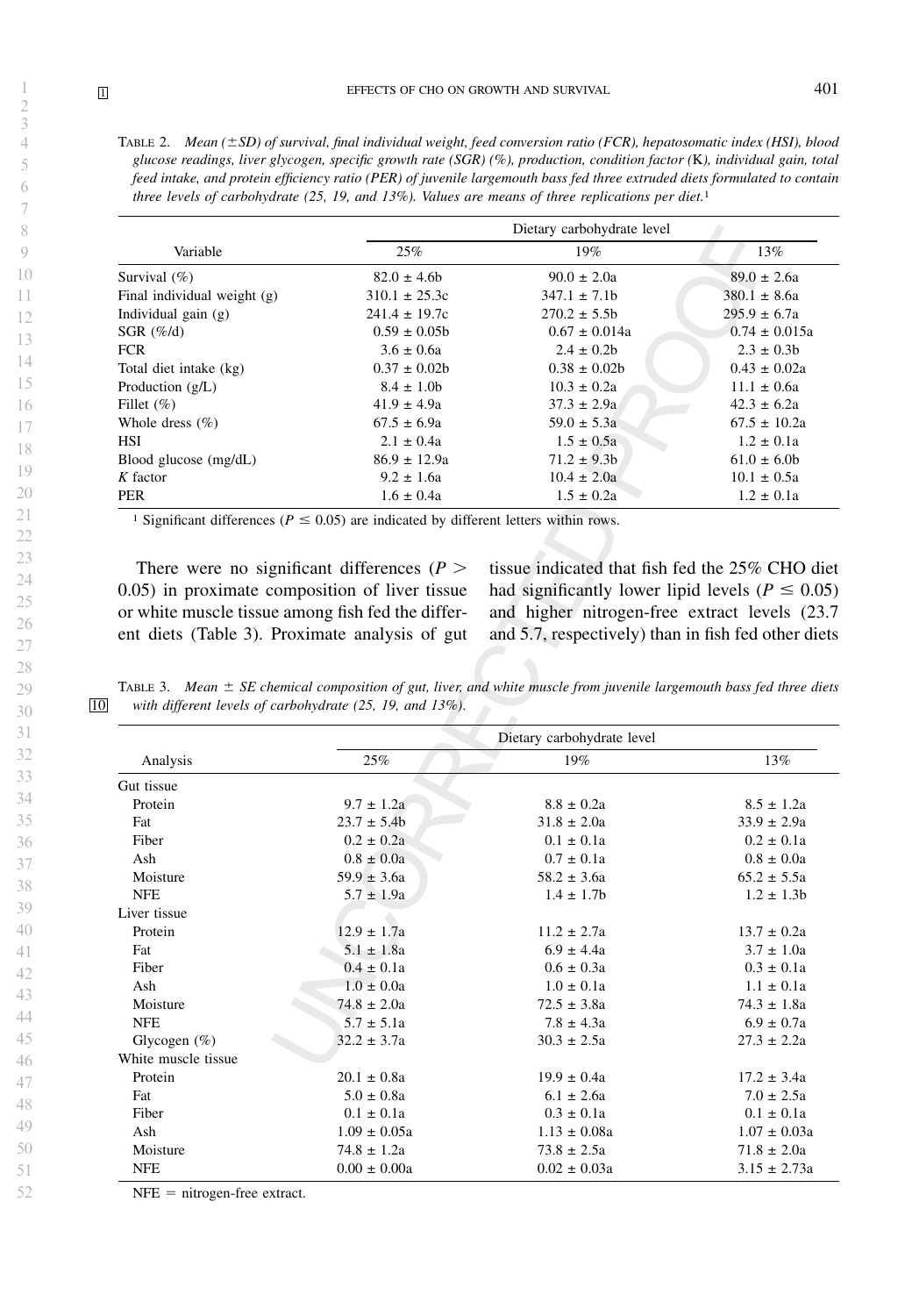TABLE 2. *Mean (±SD) of survival, final individual weight, feed conversion ratio (FCR), hepatosomatic index (HSI), blood glucose readings, liver glycogen, specific growth rate (SGR) (%), production, condition factor (*K*), individual gain, total feed intake, and protein efficiency ratio (PER) of juvenile largemouth bass fed three extruded diets formulated to contain three levels of carbohydrate (25, 19, and 13%). Values are means of three replications per diet.*[1]

| Variable | Dietary carbohydrate level | | |
|---|---|---|---|
| | 25% | 19% | 13% |
| Survival (%) | 82.0 ± 4.6b | 90.0 ± 2.0a | 89.0 ± 2.6a |
| Final individual weight (g) | 310.1 ± 25.3c | 347.1 ± 7.1b | 380.1 ± 8.6a |
| Individual gain (g) | 241.4 ± 19.7c | 270.2 ± 5.5b | 295.9 ± 6.7a |
| SGR (%/d) | 0.59 ± 0.05b | 0.67 ± 0.014a | 0.74 ± 0.015a |
| FCR | 3.6 ± 0.6a | 2.4 ± 0.2b | 2.3 ± 0.3b |
| Total diet intake (kg) | 0.37 ± 0.02b | 0.38 ± 0.02b | 0.43 ± 0.02a |
| Production (g/L) | 8.4 ± 1.0b | 10.3 ± 0.2a | 11.1 ± 0.6a |
| Fillet (%) | 41.9 ± 4.9a | 37.3 ± 2.9a | 42.3 ± 6.2a |
| Whole dress (%) | 67.5 ± 6.9a | 59.0 ± 5.3a | 67.5 ± 10.2a |
| HSI | 2.1 ± 0.4a | 1.5 ± 0.5a | 1.2 ± 0.1a |
| Blood glucose (mg/dL) | 86.9 ± 12.9a | 71.2 ± 9.3b | 61.0 ± 6.0b |
| *K* factor | 9.2 ± 1.6a | 10.4 ± 2.0a | 10.1 ± 0.5a |
| PER | 1.6 ± 0.4a | 1.5 ± 0.2a | 1.2 ± 0.1a |

[1] Significant differences ($P \leq 0.05$) are indicated by different letters within rows.

There were no significant differences ($P > 0.05$) in proximate composition of liver tissue or white muscle tissue among fish fed the different diets (Table 3). Proximate analysis of gut tissue indicated that fish fed the 25% CHO diet had significantly lower lipid levels ($P \leq 0.05$) and higher nitrogen-free extract levels (23.7 and 5.7, respectively) than in fish fed other diets

TABLE 3. *Mean ± SE chemical composition of gut, liver, and white muscle from juvenile largemouth bass fed three diets with different levels of carbohydrate (25, 19, and 13%).*

| Analysis | Dietary carbohydrate level | | |
|---|---|---|---|
| | 25% | 19% | 13% |
| Gut tissue | | | |
| Protein | 9.7 ± 1.2a | 8.8 ± 0.2a | 8.5 ± 1.2a |
| Fat | 23.7 ± 5.4b | 31.8 ± 2.0a | 33.9 ± 2.9a |
| Fiber | 0.2 ± 0.2a | 0.1 ± 0.1a | 0.2 ± 0.1a |
| Ash | 0.8 ± 0.0a | 0.7 ± 0.1a | 0.8 ± 0.0a |
| Moisture | 59.9 ± 3.6a | 58.2 ± 3.6a | 65.2 ± 5.5a |
| NFE | 5.7 ± 1.9a | 1.4 ± 1.7b | 1.2 ± 1.3b |
| Liver tissue | | | |
| Protein | 12.9 ± 1.7a | 11.2 ± 2.7a | 13.7 ± 0.2a |
| Fat | 5.1 ± 1.8a | 6.9 ± 4.4a | 3.7 ± 1.0a |
| Fiber | 0.4 ± 0.1a | 0.6 ± 0.3a | 0.3 ± 0.1a |
| Ash | 1.0 ± 0.0a | 1.0 ± 0.1a | 1.1 ± 0.1a |
| Moisture | 74.8 ± 2.0a | 72.5 ± 3.8a | 74.3 ± 1.8a |
| NFE | 5.7 ± 5.1a | 7.8 ± 4.3a | 6.9 ± 0.7a |
| Glycogen (%) | 32.2 ± 3.7a | 30.3 ± 2.5a | 27.3 ± 2.2a |
| White muscle tissue | | | |
| Protein | 20.1 ± 0.8a | 19.9 ± 0.4a | 17.2 ± 3.4a |
| Fat | 5.0 ± 0.8a | 6.1 ± 2.6a | 7.0 ± 2.5a |
| Fiber | 0.1 ± 0.1a | 0.3 ± 0.1a | 0.1 ± 0.1a |
| Ash | 1.09 ± 0.05a | 1.13 ± 0.08a | 1.07 ± 0.03a |
| Moisture | 74.8 ± 1.2a | 73.8 ± 2.5a | 71.8 ± 2.0a |
| NFE | 0.00 ± 0.00a | 0.02 ± 0.03a | 3.15 ± 2.73a |

NFE = nitrogen-free extract.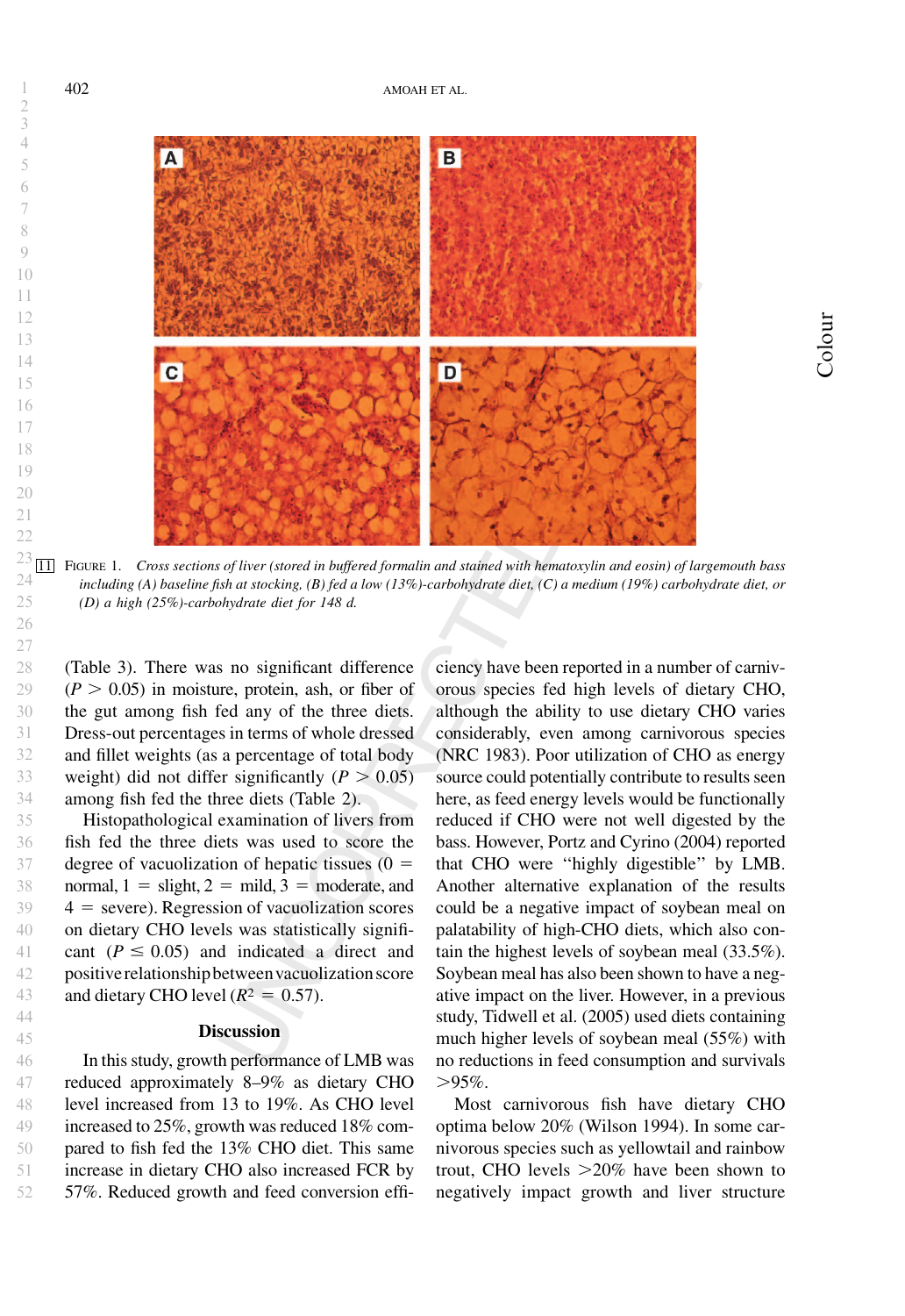FIGURE 1. *Cross sections of liver (stored in buffered formalin and stained with hematoxylin and eosin) of largemouth bass including (A) baseline fish at stocking, (B) fed a low (13%)-carbohydrate diet, (C) a medium (19%) carbohydrate diet, or (D) a high (25%)-carbohydrate diet for 148 d.*

(Table 3). There was no significant difference ($P > 0.05$) in moisture, protein, ash, or fiber of the gut among fish fed any of the three diets. Dress-out percentages in terms of whole dressed and fillet weights (as a percentage of total body weight) did not differ significantly ($P > 0.05$) among fish fed the three diets (Table 2).

Histopathological examination of livers from fish fed the three diets was used to score the degree of vacuolization of hepatic tissues (0 = normal, 1 = slight, 2 = mild, 3 = moderate, and 4 = severe). Regression of vacuolization scores on dietary CHO levels was statistically significant ($P \leq 0.05$) and indicated a direct and positive relationship between vacuolization score and dietary CHO level ($R^2 = 0.57$).

## Discussion

In this study, growth performance of LMB was reduced approximately 8–9% as dietary CHO level increased from 13 to 19%. As CHO level increased to 25%, growth was reduced 18% compared to fish fed the 13% CHO diet. This same increase in dietary CHO also increased FCR by 57%. Reduced growth and feed conversion efficiency have been reported in a number of carnivorous species fed high levels of dietary CHO, although the ability to use dietary CHO varies considerably, even among carnivorous species (NRC 1983). Poor utilization of CHO as energy source could potentially contribute to results seen here, as feed energy levels would be functionally reduced if CHO were not well digested by the bass. However, Portz and Cyrino (2004) reported that CHO were "highly digestible" by LMB. Another alternative explanation of the results could be a negative impact of soybean meal on palatability of high-CHO diets, which also contain the highest levels of soybean meal (33.5%). Soybean meal has also been shown to have a negative impact on the liver. However, in a previous study, Tidwell et al. (2005) used diets containing much higher levels of soybean meal (55%) with no reductions in feed consumption and survivals >95%.

Most carnivorous fish have dietary CHO optima below 20% (Wilson 1994). In some carnivorous species such as yellowtail and rainbow trout, CHO levels >20% have been shown to negatively impact growth and liver structure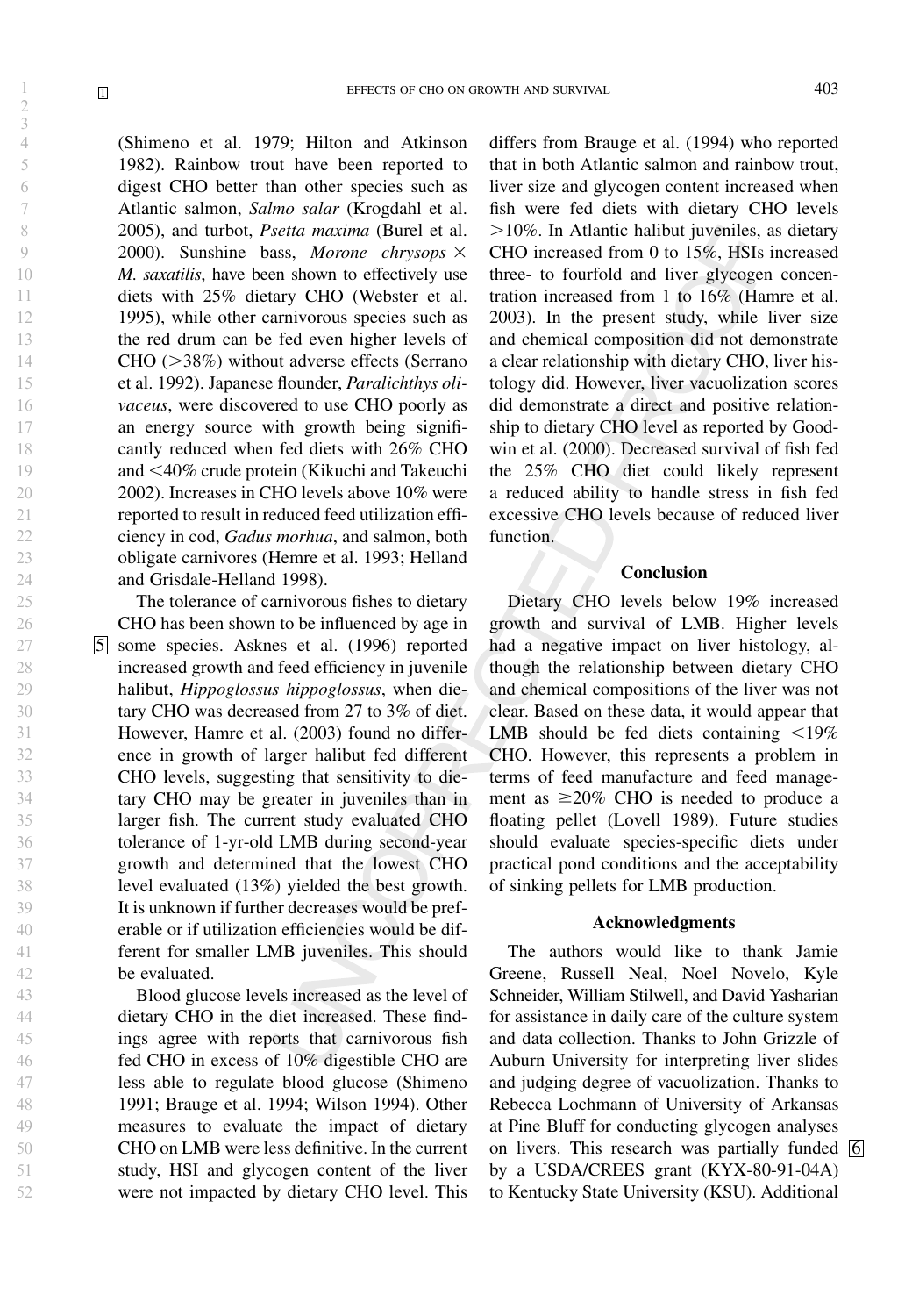(Shimeno et al. 1979; Hilton and Atkinson 1982). Rainbow trout have been reported to digest CHO better than other species such as Atlantic salmon, *Salmo salar* (Krogdahl et al. 2005), and turbot, *Psetta maxima* (Burel et al. 2000). Sunshine bass, *Morone chrysops* × *M. saxatilis*, have been shown to effectively use diets with 25% dietary CHO (Webster et al. 1995), while other carnivorous species such as the red drum can be fed even higher levels of CHO (>38%) without adverse effects (Serrano et al. 1992). Japanese flounder, *Paralichthys olivaceus*, were discovered to use CHO poorly as an energy source with growth being significantly reduced when fed diets with 26% CHO and <40% crude protein (Kikuchi and Takeuchi 2002). Increases in CHO levels above 10% were reported to result in reduced feed utilization efficiency in cod, *Gadus morhua*, and salmon, both obligate carnivores (Hemre et al. 1993; Helland and Grisdale-Helland 1998).

The tolerance of carnivorous fishes to dietary CHO has been shown to be influenced by age in some species. Asknes et al. (1996) reported increased growth and feed efficiency in juvenile halibut, *Hippoglossus hippoglossus*, when dietary CHO was decreased from 27 to 3% of diet. However, Hamre et al. (2003) found no difference in growth of larger halibut fed different CHO levels, suggesting that sensitivity to dietary CHO may be greater in juveniles than in larger fish. The current study evaluated CHO tolerance of 1-yr-old LMB during second-year growth and determined that the lowest CHO level evaluated (13%) yielded the best growth. It is unknown if further decreases would be preferable or if utilization efficiencies would be different for smaller LMB juveniles. This should be evaluated.

Blood glucose levels increased as the level of dietary CHO in the diet increased. These findings agree with reports that carnivorous fish fed CHO in excess of 10% digestible CHO are less able to regulate blood glucose (Shimeno 1991; Brauge et al. 1994; Wilson 1994). Other measures to evaluate the impact of dietary CHO on LMB were less definitive. In the current study, HSI and glycogen content of the liver were not impacted by dietary CHO level. This differs from Brauge et al. (1994) who reported that in both Atlantic salmon and rainbow trout, liver size and glycogen content increased when fish were fed diets with dietary CHO levels >10%. In Atlantic halibut juveniles, as dietary CHO increased from 0 to 15%, HSIs increased three- to fourfold and liver glycogen concentration increased from 1 to 16% (Hamre et al. 2003). In the present study, while liver size and chemical composition did not demonstrate a clear relationship with dietary CHO, liver histology did. However, liver vacuolization scores did demonstrate a direct and positive relationship to dietary CHO level as reported by Goodwin et al. (2000). Decreased survival of fish fed the 25% CHO diet could likely represent a reduced ability to handle stress in fish fed excessive CHO levels because of reduced liver function.

## Conclusion

Dietary CHO levels below 19% increased growth and survival of LMB. Higher levels had a negative impact on liver histology, although the relationship between dietary CHO and chemical compositions of the liver was not clear. Based on these data, it would appear that LMB should be fed diets containing <19% CHO. However, this represents a problem in terms of feed manufacture and feed management as ≥20% CHO is needed to produce a floating pellet (Lovell 1989). Future studies should evaluate species-specific diets under practical pond conditions and the acceptability of sinking pellets for LMB production.

## Acknowledgments

The authors would like to thank Jamie Greene, Russell Neal, Noel Novelo, Kyle Schneider, William Stilwell, and David Yasharian for assistance in daily care of the culture system and data collection. Thanks to John Grizzle of Auburn University for interpreting liver slides and judging degree of vacuolization. Thanks to Rebecca Lochmann of University of Arkansas at Pine Bluff for conducting glycogen analyses on livers. This research was partially funded by a USDA/CREES grant (KYX-80-91-04A) to Kentucky State University (KSU). Additional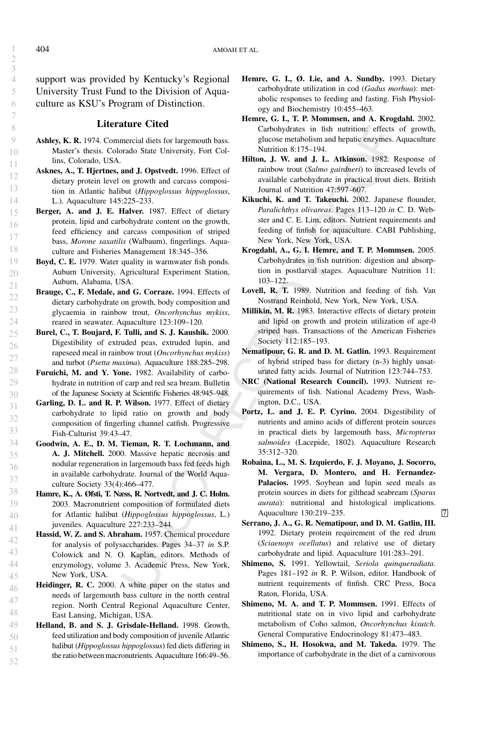support was provided by Kentucky's Regional University Trust Fund to the Division of Aquaculture as KSU's Program of Distinction.

## Literature Cited

**Ashley, K. R.** 1974. Commercial diets for largemouth bass. Master's thesis. Colorado State University, Fort Collins, Colorado, USA.

**Asknes, A., T. Hjertnes, and J. Opstvedt.** 1996. Effect of dietary protein level on growth and carcass composition in Atlantic halibut (*Hippoglossus hippoglossus*, L.). Aquaculture 145:225–233.

**Berger, A. and J. E. Halver.** 1987. Effect of dietary protein, lipid and carbohydrate content on the growth, feed efficiency and carcass composition of striped bass, *Morone saxatilis* (Walbaum), fingerlings. Aquaculture and Fisheries Management 18:345–356.

**Boyd, C. E.** 1979. Water quality in warmwater fish ponds. Auburn University, Agricultural Experiment Station, Auburn, Alabama, USA.

**Brauge, C., F. Medale, and G. Corraze.** 1994. Effects of dietary carbohydrate on growth, body composition and glycaemia in rainbow trout, *Oncorhynchus mykiss*, reared in seawater. Aquaculture 123:109–120.

**Burel, C., T. Boujard, F. Tulli, and S. J. Kaushik.** 2000. Digestibility of extruded peas, extruded lupin, and rapeseed meal in rainbow trout (*Oncorhynchus mykiss*) and turbot (*Psetta maxima*). Aquaculture 188:285–298.

**Furuichi, M. and Y. Yone.** 1982. Availability of carbohydrate in nutrition of carp and red sea bream. Bulletin of the Japanese Society at Scientific Fisheries 48:945–948.

**Garling, D. L. and R. P. Wilson.** 1977. Effect of dietary carbohydrate to lipid ratio on growth and body composition of fingerling channel catfish. Progressive Fish-Culturist 39:43–47.

**Goodwin, A. E., D. M. Tieman, R. T. Lochmann, and A. J. Mitchell.** 2000. Massive hepatic necrosis and nodular regeneration in largemouth bass fed feeds high in available carbohydrate. Journal of the World Aquaculture Society 33(4):466–477.

**Hamre, K., A. Øfsti, T. Næss, R. Nortvedt, and J. C. Holm.** 2003. Macronutrient composition of formulated diets for Atlantic halibut (*Hippoglossus hippoglossus*, L.) juveniles. Aquaculture 227:233–244.

**Hassid, W. Z. and S. Abraham.** 1957. Chemical procedure for analysis of polysaccharides. Pages 34–37 *in* S.P. Colowick and N. O. Kaplan, editors. Methods of enzymology, volume 3. Academic Press, New York, New York, USA.

**Heidinger, R. C.** 2000. A white paper on the status and needs of largemouth bass culture in the north central region. North Central Regional Aquaculture Center, East Lansing, Michigan, USA.

**Helland, B. and S. J. Grisdale-Helland.** 1998. Growth, feed utilization and body composition of juvenile Atlantic halibut (*Hippoglossus hippoglossus*) fed diets differing in the ratio between macronutrients. Aquaculture 166:49–56.

**Hemre, G. I., Ø. Lie, and A. Sundby.** 1993. Dietary carbohydrate utilization in cod (*Gadus morhua*): metabolic responses to feeding and fasting. Fish Physiology and Biochemistry 10:455–463.

**Hemre, G. I., T. P. Mommsen, and A. Krogdahl.** 2002. Carbohydrates in fish nutrition: effects of growth, glucose metabolism and hepatic enzymes. Aquaculture Nutrition 8:175–194.

**Hilton, J. W. and J. L. Atkinson.** 1982. Response of rainbow trout (*Salmo gairdneri*) to increased levels of available carbohydrate in practical trout diets. British Journal of Nutrition 47:597–607.

**Kikuchi, K. and T. Takeuchi.** 2002. Japanese flounder, *Paralichthys olivareas*. Pages 113–120 *in* C. D. Webster and C. E. Lim, editors. Nutrient requirements and feeding of finfish for aquaculture. CABI Publishing, New York, New York, USA.

**Krogdahl, A., G. I. Hemre, and T. P. Mommsen.** 2005. Carbohydrates in fish nutrition: digestion and absorption in postlarval stages. Aquaculture Nutrition 11: 103–122.

**Lovell, R. T.** 1989. Nutrition and feeding of fish. Van Nostrand Reinhold, New York, New York, USA.

**Millikin, M. R.** 1983. Interactive effects of dietary protein and lipid on growth and protein utilization of age-0 striped bass. Transactions of the American Fisheries Society 112:185–193.

**Nematipour, G. R. and D. M. Gatlin.** 1993. Requirement of hybrid striped bass for dietary (n-3) highly unsaturated fatty acids. Journal of Nutrition 123:744–753.

**NRC (National Research Council).** 1993. Nutrient requirements of fish. National Academy Press, Washington, D.C., USA.

**Portz, L. and J. E. P. Cyrino.** 2004. Digestibility of nutrients and amino acids of different protein sources in practical diets by largemouth bass, *Micropterus salmoides* (Lacepide, 1802). Aquaculture Research 35:312–320.

**Robaina, L., M. S. Izquierdo, F. J. Moyano, J. Socorro, M. Vergara, D. Montero, and H. Fernandez-Palacios.** 1995. Soybean and lupin seed meals as protein sources in diets for gilthead seabream (*Sparus aurata*): nutritional and histological implications. Aquaculture 130:219–235.

**Serrano, J. A., G. R. Nematipour, and D. M. Gatlin, III.** 1992. Dietary protein requirement of the red drum (*Sciaenops ocellatus*) and relative use of dietary carbohydrate and lipid. Aquaculture 101:283–291.

**Shimeno, S.** 1991. Yellowtail, *Seriola quinqueradiata*. Pages 181–192 *in* R. P. Wilson, editor. Handbook of nutrient requirements of finfish. CRC Press, Boca Raton, Florida, USA.

**Shimeno, M. A. and T. P. Mommsen.** 1991. Effects of nutritional state on in vivo lipid and carbohydrate metabolism of Coho salmon, *Oncorhynchus kisutch*. General Comparative Endocrinology 81:473–483.

**Shimeno, S., H. Hosokwa, and M. Takeda.** 1979. The importance of carbohydrate in the diet of a carnivorous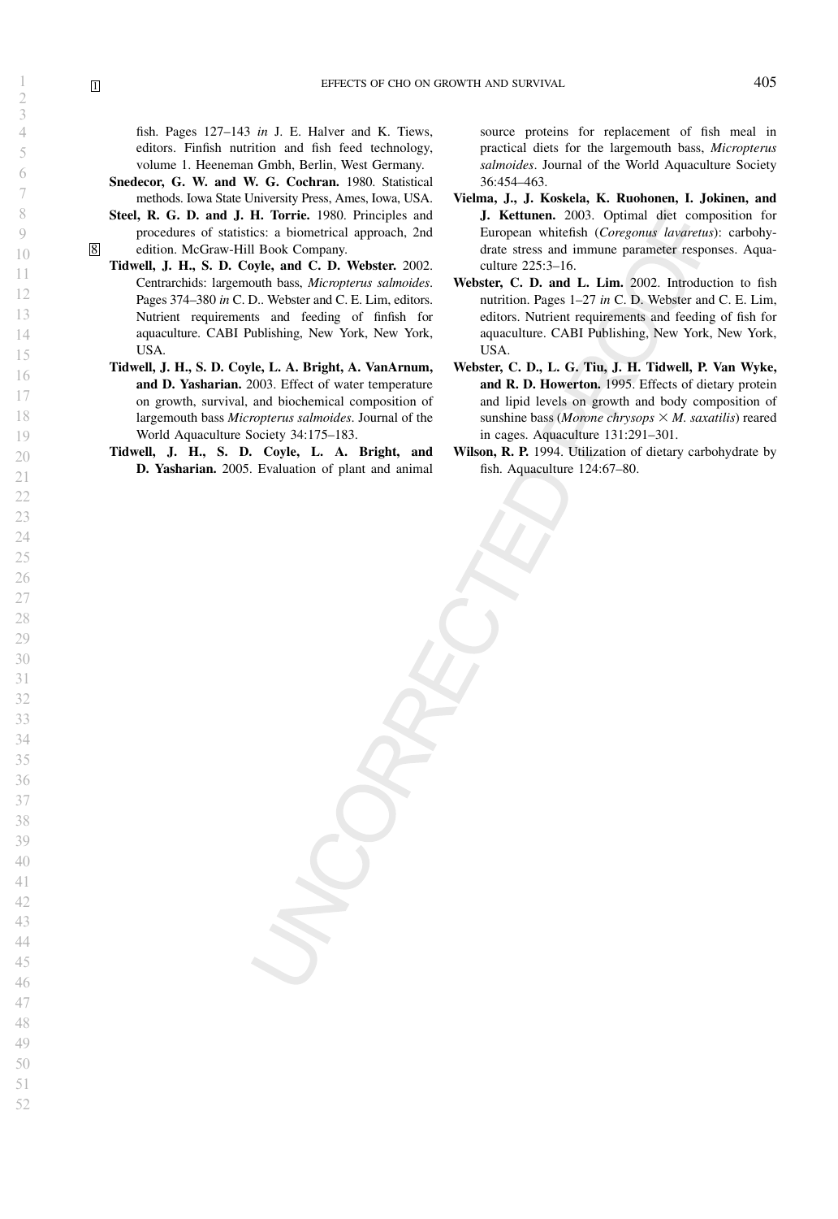fish. Pages 127–143 *in* J. E. Halver and K. Tiews, editors. Finfish nutrition and fish feed technology, volume 1. Heeneman Gmbh, Berlin, West Germany.

**Snedecor, G. W. and W. G. Cochran.** 1980. Statistical methods. Iowa State University Press, Ames, Iowa, USA.

**Steel, R. G. D. and J. H. Torrie.** 1980. Principles and procedures of statistics: a biometrical approach, 2nd edition. McGraw-Hill Book Company.

**Tidwell, J. H., S. D. Coyle, and C. D. Webster.** 2002. Centrarchids: largemouth bass, *Micropterus salmoides*. Pages 374–380 *in* C. D.. Webster and C. E. Lim, editors. Nutrient requirements and feeding of finfish for aquaculture. CABI Publishing, New York, New York, USA.

**Tidwell, J. H., S. D. Coyle, L. A. Bright, A. VanArnum, and D. Yasharian.** 2003. Effect of water temperature on growth, survival, and biochemical composition of largemouth bass *Micropterus salmoides*. Journal of the World Aquaculture Society 34:175–183.

**Tidwell, J. H., S. D. Coyle, L. A. Bright, and D. Yasharian.** 2005. Evaluation of plant and animal source proteins for replacement of fish meal in practical diets for the largemouth bass, *Micropterus salmoides*. Journal of the World Aquaculture Society 36:454–463.

**Vielma, J., J. Koskela, K. Ruohonen, I. Jokinen, and J. Kettunen.** 2003. Optimal diet composition for European whitefish (*Coregonus lavaretus*): carbohydrate stress and immune parameter responses. Aquaculture 225:3–16.

**Webster, C. D. and L. Lim.** 2002. Introduction to fish nutrition. Pages 1–27 *in* C. D. Webster and C. E. Lim, editors. Nutrient requirements and feeding of fish for aquaculture. CABI Publishing, New York, New York, USA.

**Webster, C. D., L. G. Tiu, J. H. Tidwell, P. Van Wyke, and R. D. Howerton.** 1995. Effects of dietary protein and lipid levels on growth and body composition of sunshine bass (*Morone chrysops* × *M. saxatilis*) reared in cages. Aquaculture 131:291–301.

**Wilson, R. P.** 1994. Utilization of dietary carbohydrate by fish. Aquaculture 124:67–80.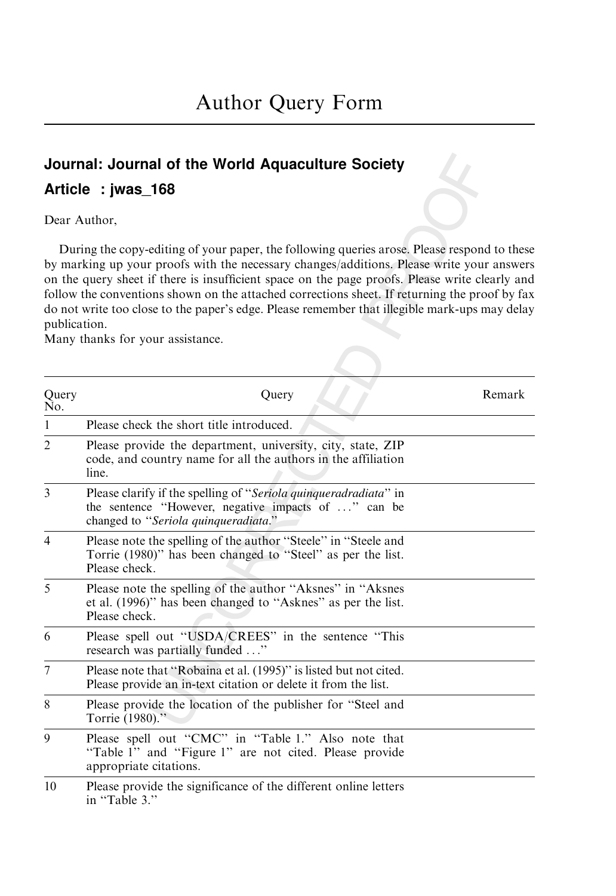# Author Query Form

## Journal: Journal of the World Aquaculture Society

## Article : jwas_168

Dear Author,

During the copy-editing of your paper, the following queries arose. Please respond to these by marking up your proofs with the necessary changes/additions. Please write your answers on the query sheet if there is insufficient space on the page proofs. Please write clearly and follow the conventions shown on the attached corrections sheet. If returning the proof by fax do not write too close to the paper's edge. Please remember that illegible mark-ups may delay publication.

Many thanks for your assistance.

| Query No. | Query | Remark |
|---|---|---|
| 1 | Please check the short title introduced. | |
| 2 | Please provide the department, university, city, state, ZIP code, and country name for all the authors in the affiliation line. | |
| 3 | Please clarify if the spelling of "*Seriola quinqueradradiata*" in the sentence "However, negative impacts of ..." can be changed to "*Seriola quinqueradiata*." | |
| 4 | Please note the spelling of the author "Steele" in "Steele and Torrie (1980)" has been changed to "Steel" as per the list. Please check. | |
| 5 | Please note the spelling of the author "Aksnes" in "Aksnes et al. (1996)" has been changed to "Asknes" as per the list. Please check. | |
| 6 | Please spell out "USDA/CREES" in the sentence "This research was partially funded ..." | |
| 7 | Please note that "Robaina et al. (1995)" is listed but not cited. Please provide an in-text citation or delete it from the list. | |
| 8 | Please provide the location of the publisher for "Steel and Torrie (1980)." | |
| 9 | Please spell out "CMC" in "Table 1." Also note that "Table 1" and "Figure 1" are not cited. Please provide appropriate citations. | |
| 10 | Please provide the significance of the different online letters in "Table 3." | |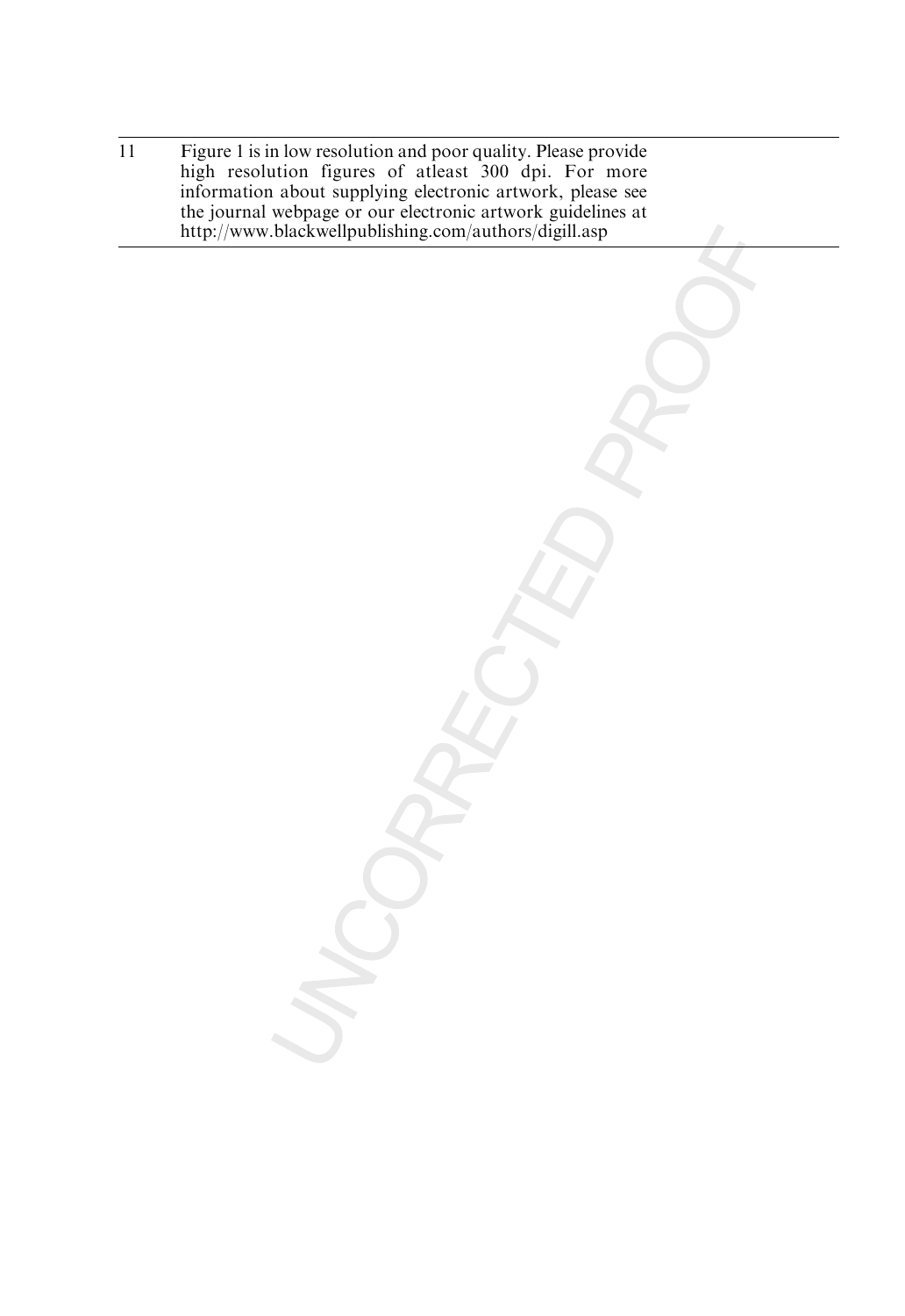| | |
|---|---|
| 11 | Figure 1 is in low resolution and poor quality. Please provide high resolution figures of atleast 300 dpi. For more information about supplying electronic artwork, please see the journal webpage or our electronic artwork guidelines at http://www.blackwellpublishing.com/authors/digill.asp |